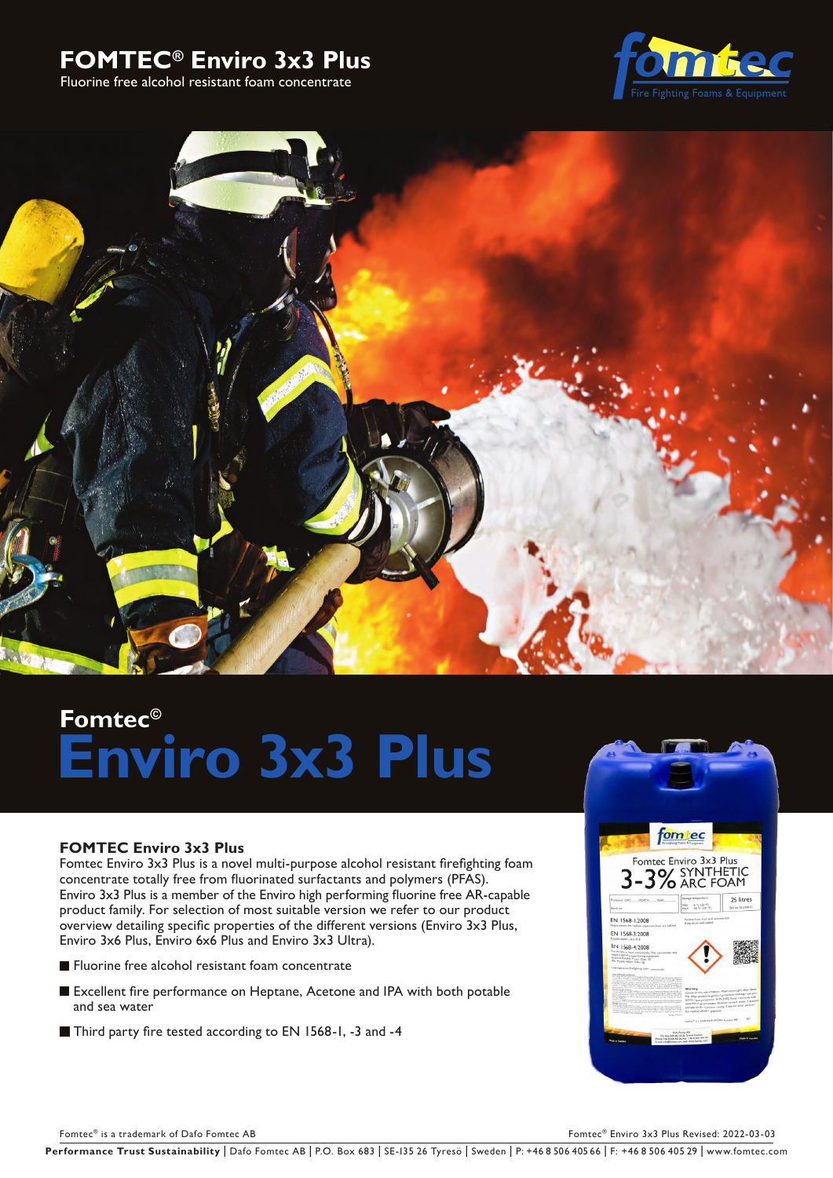# FOMTEC® Enviro 3x3 Plus

Fluorine free alcohol resistant foam concentrate

Fomtec©

# Enviro 3x3 Plus

### FOMTEC Enviro 3x3 Plus

Fomtec Enviro 3x3 Plus is a novel multi-purpose alcohol resistant firefighting foam concentrate totally free from fluorinated surfactants and polymers (PFAS). Enviro 3x3 Plus is a member of the Enviro high performing fluorine free AR-capable product family. For selection of most suitable version we refer to our product overview detailing specific properties of the different versions (Enviro 3x3 Plus, Enviro 3x6 Plus, Enviro 6x6 Plus and Enviro 3x3 Ultra).

- Fluorine free alcohol resistant foam concentrate
- Excellent fire performance on Heptane, Acetone and IPA with both potable and sea water
- Third party fire tested according to EN 1568-1, -3 and -4

Fomtec® is a trademark of Dafo Fomtec AB

Fomtec® Enviro 3x3 Plus Revised: 2022-03-03

**Performance Trust Sustainability** | Dafo Fomtec AB | P.O. Box 683 | SE-135 26 Tyresö | Sweden | P: +46 8 506 405 66 | F: +46 8 506 405 29 | www.fomtec.com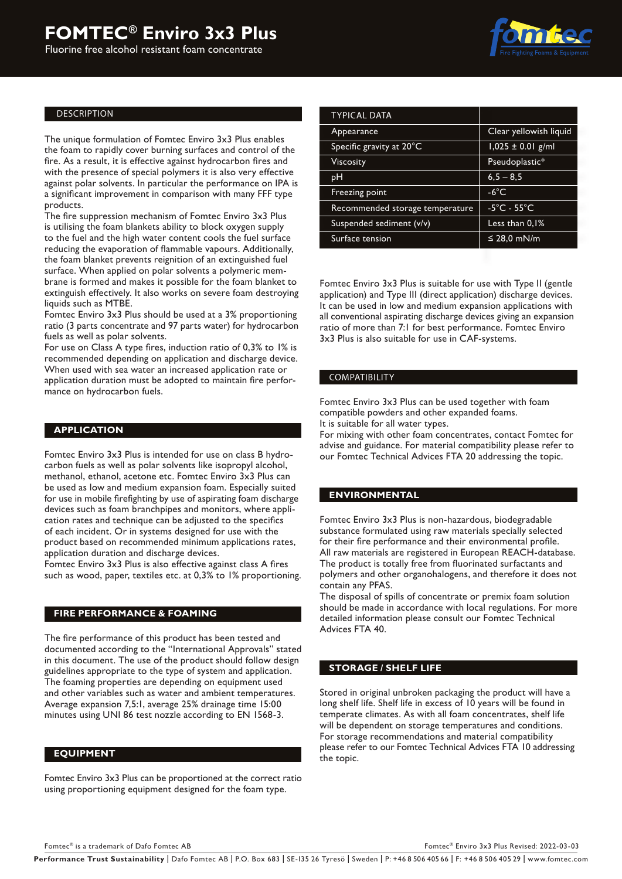# FOMTEC® Enviro 3x3 Plus

Fluorine free alcohol resistant foam concentrate

## DESCRIPTION

The unique formulation of Fomtec Enviro 3x3 Plus enables the foam to rapidly cover burning surfaces and control of the fire. As a result, it is effective against hydrocarbon fires and with the presence of special polymers it is also very effective against polar solvents. In particular the performance on IPA is a significant improvement in comparison with many FFF type products.

The fire suppression mechanism of Fomtec Enviro 3x3 Plus is utilising the foam blankets ability to block oxygen supply to the fuel and the high water content cools the fuel surface reducing the evaporation of flammable vapours. Additionally, the foam blanket prevents reignition of an extinguished fuel surface. When applied on polar solvents a polymeric membrane is formed and makes it possible for the foam blanket to extinguish effectively. It also works on severe foam destroying liquids such as MTBE.

Fomtec Enviro 3x3 Plus should be used at a 3% proportioning ratio (3 parts concentrate and 97 parts water) for hydrocarbon fuels as well as polar solvents.

For use on Class A type fires, induction ratio of 0,3% to 1% is recommended depending on application and discharge device.

When used with sea water an increased application rate or application duration must be adopted to maintain fire performance on hydrocarbon fuels.

## APPLICATION

Fomtec Enviro 3x3 Plus is intended for use on class B hydrocarbon fuels as well as polar solvents like isopropyl alcohol, methanol, ethanol, acetone etc. Fomtec Enviro 3x3 Plus can be used as low and medium expansion foam. Especially suited for use in mobile firefighting by use of aspirating foam discharge devices such as foam branchpipes and monitors, where application rates and technique can be adjusted to the specifics of each incident. Or in systems designed for use with the product based on recommended minimum applications rates, application duration and discharge devices.

Fomtec Enviro 3x3 Plus is also effective against class A fires such as wood, paper, textiles etc. at 0,3% to 1% proportioning.

## FIRE PERFORMANCE & FOAMING

The fire performance of this product has been tested and documented according to the "International Approvals" stated in this document. The use of the product should follow design guidelines appropriate to the type of system and application.

The foaming properties are depending on equipment used and other variables such as water and ambient temperatures. Average expansion 7,5:1, average 25% drainage time 15:00 minutes using UNI 86 test nozzle according to EN 1568-3.

## EQUIPMENT

Fomtec Enviro 3x3 Plus can be proportioned at the correct ratio using proportioning equipment designed for the foam type.

| TYPICAL DATA | |
|---|---|
| Appearance | Clear yellowish liquid |
| Specific gravity at 20°C | 1,025 ± 0.01 g/ml |
| Viscosity | Pseudoplastic* |
| pH | 6,5 – 8,5 |
| Freezing point | -6°C |
| Recommended storage temperature | -5°C - 55°C |
| Suspended sediment (v/v) | Less than 0,1% |
| Surface tension | ≤ 28,0 mN/m |

Fomtec Enviro 3x3 Plus is suitable for use with Type II (gentle application) and Type III (direct application) discharge devices. It can be used in low and medium expansion applications with all conventional aspirating discharge devices giving an expansion ratio of more than 7:1 for best performance. Fomtec Enviro 3x3 Plus is also suitable for use in CAF-systems.

## COMPATIBILITY

Fomtec Enviro 3x3 Plus can be used together with foam compatible powders and other expanded foams.

It is suitable for all water types.

For mixing with other foam concentrates, contact Fomtec for advise and guidance. For material compatibility please refer to our Fomtec Technical Advices FTA 20 addressing the topic.

## ENVIRONMENTAL

Fomtec Enviro 3x3 Plus is non-hazardous, biodegradable substance formulated using raw materials specially selected for their fire performance and their environmental profile.

All raw materials are registered in European REACH-database.

The product is totally free from fluorinated surfactants and polymers and other organohalogens, and therefore it does not contain any PFAS.

The disposal of spills of concentrate or premix foam solution should be made in accordance with local regulations. For more detailed information please consult our Fomtec Technical Advices FTA 40.

## STORAGE / SHELF LIFE

Stored in original unbroken packaging the product will have a long shelf life. Shelf life in excess of 10 years will be found in temperate climates. As with all foam concentrates, shelf life will be dependent on storage temperatures and conditions.

For storage recommendations and material compatibility please refer to our Fomtec Technical Advices FTA 10 addressing the topic.

Fomtec® is a trademark of Dafo Fomtec AB

Fomtec® Enviro 3x3 Plus Revised: 2022-03-03

**Performance Trust Sustainability** | Dafo Fomtec AB | P.O. Box 683 | SE-135 26 Tyresö | Sweden | P: +46 8 506 405 66 | F: +46 8 506 405 29 | www.fomtec.com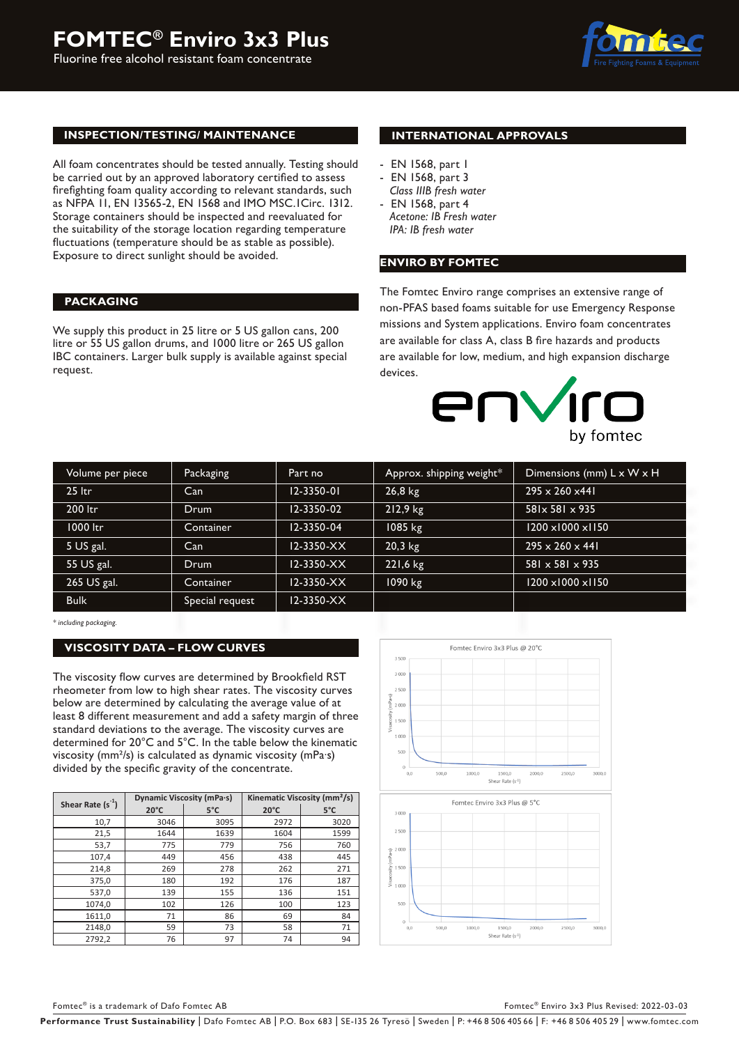# FOMTEC® Enviro 3x3 Plus

Fluorine free alcohol resistant foam concentrate

## INSPECTION/TESTING/ MAINTENANCE

All foam concentrates should be tested annually. Testing should be carried out by an approved laboratory certified to assess firefighting foam quality according to relevant standards, such as NFPA 11, EN 13565-2, EN 1568 and IMO MSC.1Circ. 1312. Storage containers should be inspected and reevaluated for the suitability of the storage location regarding temperature fluctuations (temperature should be as stable as possible). Exposure to direct sunlight should be avoided.

## PACKAGING

We supply this product in 25 litre or 5 US gallon cans, 200 litre or 55 US gallon drums, and 1000 litre or 265 US gallon IBC containers. Larger bulk supply is available against special request.

## INTERNATIONAL APPROVALS

- EN 1568, part 1
- EN 1568, part 3
  *Class IIIB fresh water*
- EN 1568, part 4
  *Acetone: IB Fresh water*
  *IPA: IB fresh water*

## ENVIRO BY FOMTEC

The Fomtec Enviro range comprises an extensive range of non-PFAS based foams suitable for use Emergency Response missions and System applications. Enviro foam concentrates are available for class A, class B fire hazards and products are available for low, medium, and high expansion discharge devices.

enviro by fomtec

| Volume per piece | Packaging | Part no | Approx. shipping weight* | Dimensions (mm) L x W x H |
|---|---|---|---|---|
| 25 ltr | Can | 12-3350-01 | 26,8 kg | 295 x 260 x441 |
| 200 ltr | Drum | 12-3350-02 | 212,9 kg | 581x 581 x 935 |
| 1000 ltr | Container | 12-3350-04 | 1085 kg | 1200 x1000 x1150 |
| 5 US gal. | Can | 12-3350-XX | 20,3 kg | 295 x 260 x 441 |
| 55 US gal. | Drum | 12-3350-XX | 221,6 kg | 581 x 581 x 935 |
| 265 US gal. | Container | 12-3350-XX | 1090 kg | 1200 x1000 x1150 |
| Bulk | Special request | 12-3350-XX | | |

*\* including packaging.*

## VISCOSITY DATA – FLOW CURVES

The viscosity flow curves are determined by Brookfield RST rheometer from low to high shear rates. The viscosity curves below are determined by calculating the average value of at least 8 different measurement and add a safety margin of three standard deviations to the average. The viscosity curves are determined for 20°C and 5°C. In the table below the kinematic viscosity (mm²/s) is calculated as dynamic viscosity (mPa·s) divided by the specific gravity of the concentrate.

| Shear Rate ($s^{-1}$) | Dynamic Viscosity (mPa·s) | | Kinematic Viscosity (mm²/s) | |
|---|---|---|---|---|
| | 20°C | 5°C | 20°C | 5°C |
| 10,7 | 3046 | 3095 | 2972 | 3020 |
| 21,5 | 1644 | 1639 | 1604 | 1599 |
| 53,7 | 775 | 779 | 756 | 760 |
| 107,4 | 449 | 456 | 438 | 445 |
| 214,8 | 269 | 278 | 262 | 271 |
| 375,0 | 180 | 192 | 176 | 187 |
| 537,0 | 139 | 155 | 136 | 151 |
| 1074,0 | 102 | 126 | 100 | 123 |
| 1611,0 | 71 | 86 | 69 | 84 |
| 2148,0 | 59 | 73 | 58 | 71 |
| 2792,2 | 76 | 97 | 74 | 94 |

Fomtec Enviro 3x3 Plus @ 20°C

Viscosity (mPa·s)
3 500
3 000
2 500
2 000
1 500
1 000
500
0
0,0 500,0 1000,0 1500,0 2000,0 2500,0 3000,0
Shear Rate ($s^{-1}$)

Fomtec Enviro 3x3 Plus @ 5°C

Viscosity (mPa·s)
3 000
2 500
2 000
1 500
1 000
500
0
0,0 500,0 1000,0 1500,0 2000,0 2500,0 3000,0
Shear Rate ($s^{-1}$)

Fomtec® is a trademark of Dafo Fomtec AB

Fomtec® Enviro 3x3 Plus Revised: 2022-03-03

**Performance Trust Sustainability** | Dafo Fomtec AB | P.O. Box 683 | SE-135 26 Tyresö | Sweden | P: +46 8 506 405 66 | F: +46 8 506 405 29 | www.fomtec.com